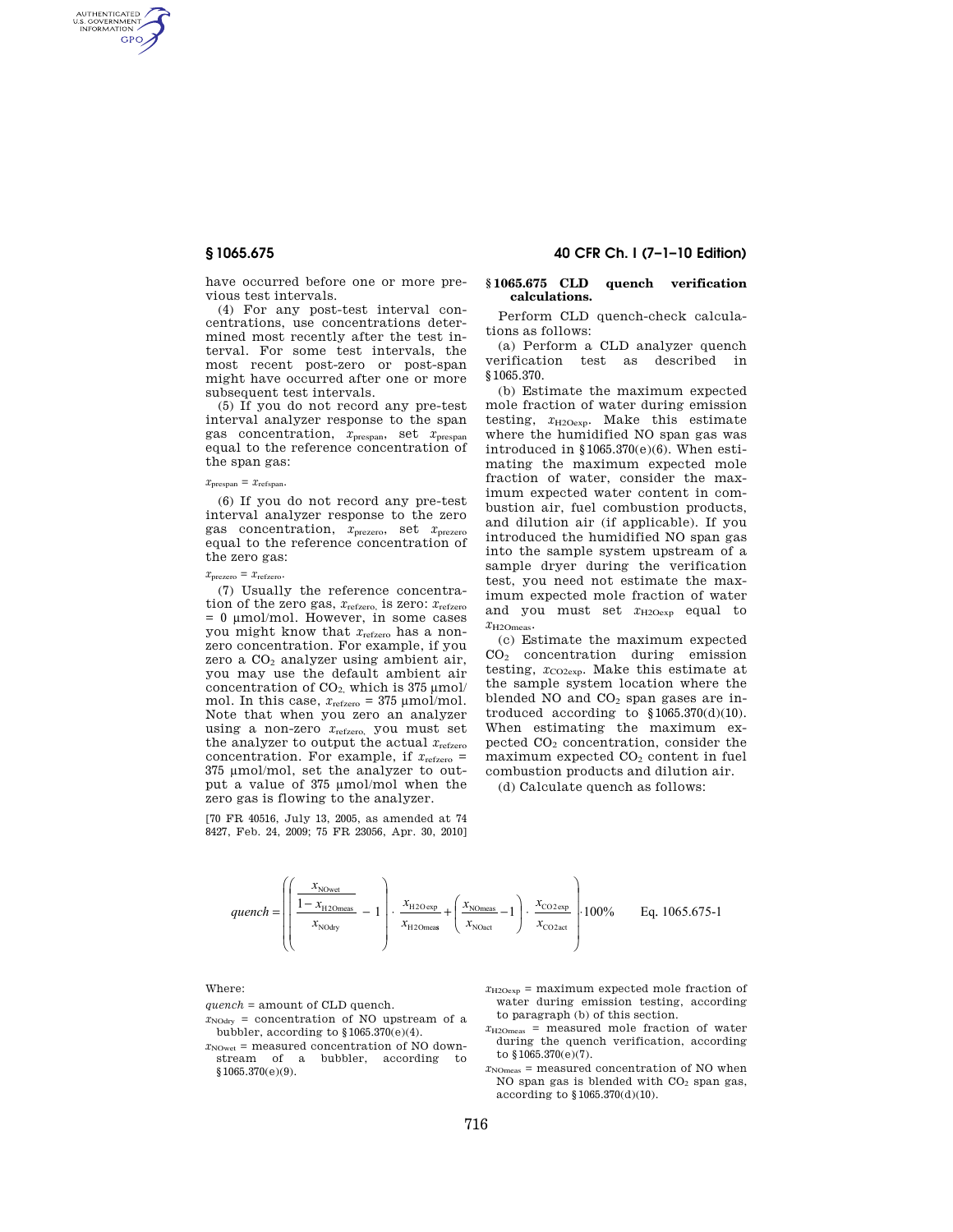have occurred before one or more previous test intervals.

(4) For any post-test interval concentrations, use concentrations determined most recently after the test interval. For some test intervals, the most recent post-zero or post-span might have occurred after one or more subsequent test intervals.

(5) If you do not record any pre-test interval analyzer response to the span gas concentration, $x_{prespan}$, set $x_{prespan}$ equal to the reference concentration of the span gas:

$x_{prespan} = x_{refspan}$.

(6) If you do not record any pre-test interval analyzer response to the zero gas concentration, $x_{prezero}$, set $x_{prezero}$ equal to the reference concentration of the zero gas:

$x_{prezero} = x_{refzero}$.

(7) Usually the reference concentration of the zero gas, $x_{refzero}$, is zero: $x_{refzero}$ = 0 µmol/mol. However, in some cases you might know that $x_{refzero}$ has a non-zero concentration. For example, if you zero a $CO_2$ analyzer using ambient air, you may use the default ambient air concentration of $CO_2$, which is 375 µmol/mol. In this case, $x_{refzero}$ = 375 µmol/mol. Note that when you zero an analyzer using a non-zero $x_{refzero}$, you must set the analyzer to output the actual $x_{refzero}$ concentration. For example, if $x_{refzero}$ = 375 µmol/mol, set the analyzer to output a value of 375 µmol/mol when the zero gas is flowing to the analyzer.

[70 FR 40516, July 13, 2005, as amended at 74 8427, Feb. 24, 2009; 75 FR 23056, Apr. 30, 2010]

## § 1065.675 CLD quench verification calculations.

Perform CLD quench-check calculations as follows:

(a) Perform a CLD analyzer quench verification test as described in §1065.370.

(b) Estimate the maximum expected mole fraction of water during emission testing, $x_{H2Oexp}$. Make this estimate where the humidified NO span gas was introduced in §1065.370(e)(6). When estimating the maximum expected mole fraction of water, consider the maximum expected water content in combustion air, fuel combustion products, and dilution air (if applicable). If you introduced the humidified NO span gas into the sample system upstream of a sample dryer during the verification test, you need not estimate the maximum expected mole fraction of water and you must set $x_{H2Oexp}$ equal to $x_{H2Omeas}$.

(c) Estimate the maximum expected $CO_2$ concentration during emission testing, $x_{CO2exp}$. Make this estimate at the sample system location where the blended NO and $CO_2$ span gases are introduced according to §1065.370(d)(10). When estimating the maximum expected $CO_2$ concentration, consider the maximum expected $CO_2$ content in fuel combustion products and dilution air.

(d) Calculate quench as follows:

$$quench = \left( \left( \frac{\dfrac{x_{NOwet}}{1 - x_{H2Omeas}}}{x_{NOdry}} - 1 \right) \cdot \frac{x_{H2Oexp}}{x_{H2Omeas}} + \left( \frac{x_{NOmeas}}{x_{NOact}} - 1 \right) \cdot \frac{x_{CO2exp}}{x_{CO2act}} \right) \cdot 100\% \qquad \text{Eq. 1065.675-1}$$

Where:

*quench* = amount of CLD quench.

$x_{NOdry}$ = concentration of NO upstream of a bubbler, according to §1065.370(e)(4).

$x_{NOwet}$ = measured concentration of NO downstream of a bubbler, according to §1065.370(e)(9).

$x_{H2Oexp}$ = maximum expected mole fraction of water during emission testing, according to paragraph (b) of this section.

$x_{H2Omeas}$ = measured mole fraction of water during the quench verification, according to §1065.370(e)(7).

$x_{NOmeas}$ = measured concentration of NO when NO span gas is blended with $CO_2$ span gas, according to §1065.370(d)(10).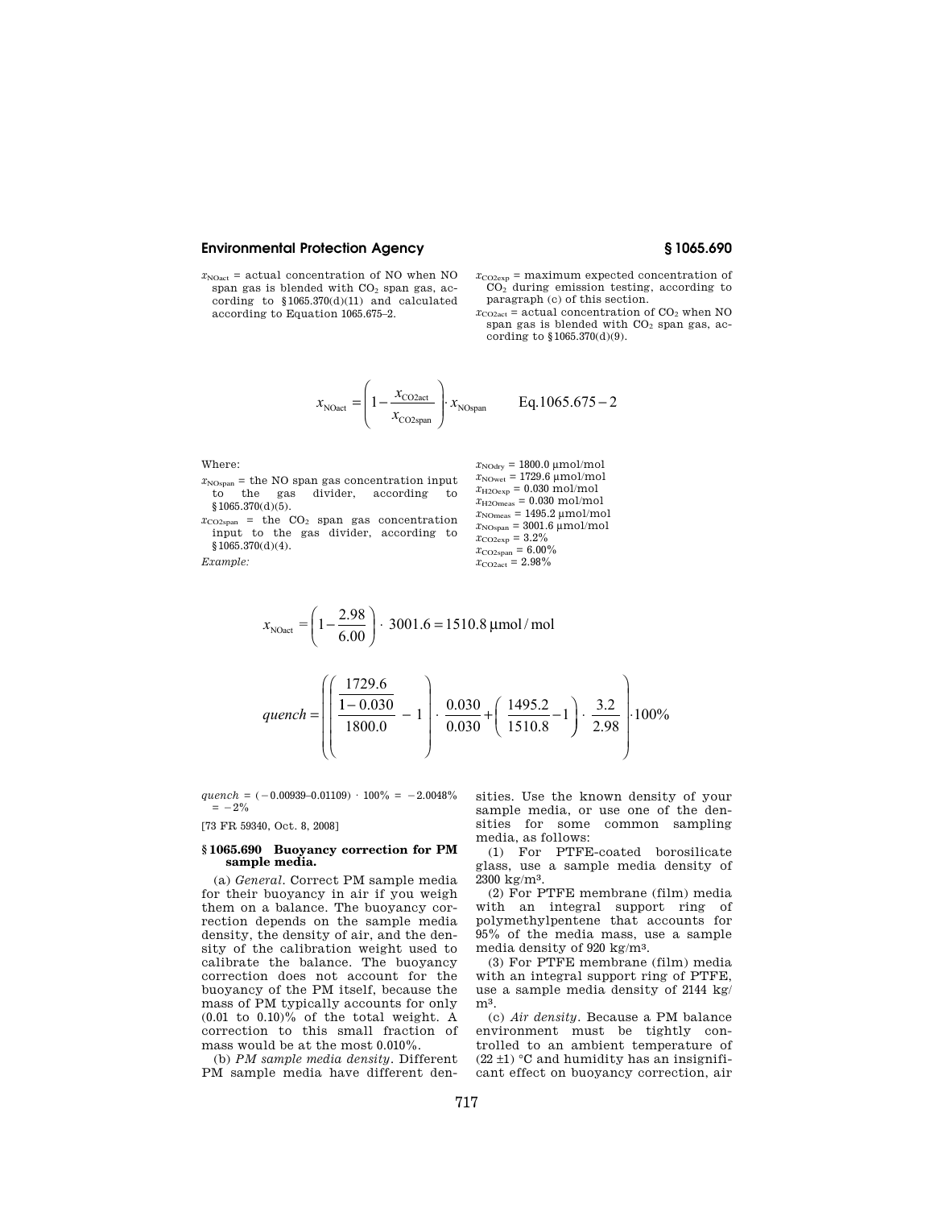$x_{NOact}$ = actual concentration of NO when NO span gas is blended with $CO_2$ span gas, according to §1065.370(d)(11) and calculated according to Equation 1065.675–2.

$x_{CO2exp}$ = maximum expected concentration of $CO_2$ during emission testing, according to paragraph (c) of this section.

$x_{CO2act}$ = actual concentration of $CO_2$ when NO span gas is blended with $CO_2$ span gas, according to §1065.370(d)(9).

$$x_{NOact} = \left(1 - \frac{x_{CO2act}}{x_{CO2span}}\right) \cdot x_{NOspan} \qquad \text{Eq.1065.675-2}$$

Where:

$x_{NOspan}$ = the NO span gas concentration input to the gas divider, according to §1065.370(d)(5).

$x_{CO2span}$ = the $CO_2$ span gas concentration input to the gas divider, according to §1065.370(d)(4).

*Example:*

$x_{NOdry}$ = 1800.0 μmol/mol
$x_{NOwet}$ = 1729.6 μmol/mol
$x_{H2Oexp}$ = 0.030 mol/mol
$x_{H2Omeas}$ = 0.030 mol/mol
$x_{NOmeas}$ = 1495.2 μmol/mol
$x_{NOspan}$ = 3001.6 μmol/mol
$x_{CO2exp}$ = 3.2%
$x_{CO2span}$ = 6.00%
$x_{CO2act}$ = 2.98%

$$x_{NOact} = \left(1 - \frac{2.98}{6.00}\right) \cdot 3001.6 = 1510.8\ \mu\text{mol/mol}$$

$$quench = \left(\left(\frac{\frac{1729.6}{1-0.030}}{1800.0} - 1\right) \cdot \frac{0.030}{0.030} + \left(\frac{1495.2}{1510.8} - 1\right) \cdot \frac{3.2}{2.98}\right) \cdot 100\%$$

$quench = (-0.00939 - 0.01109) \cdot 100\% = -2.0048\% = -2\%$

[73 FR 59340, Oct. 8, 2008]

## § 1065.690 Buoyancy correction for PM sample media.

(a) *General.* Correct PM sample media for their buoyancy in air if you weigh them on a balance. The buoyancy correction depends on the sample media density, the density of air, and the density of the calibration weight used to calibrate the balance. The buoyancy correction does not account for the buoyancy of the PM itself, because the mass of PM typically accounts for only (0.01 to 0.10)% of the total weight. A correction to this small fraction of mass would be at the most 0.010%.

(b) *PM sample media density.* Different PM sample media have different densities. Use the known density of your sample media, or use one of the densities for some common sampling media, as follows:

(1) For PTFE-coated borosilicate glass, use a sample media density of 2300 kg/m³.

(2) For PTFE membrane (film) media with an integral support ring of polymethylpentene that accounts for 95% of the media mass, use a sample media density of 920 kg/m³.

(3) For PTFE membrane (film) media with an integral support ring of PTFE, use a sample media density of 2144 kg/m³.

(c) *Air density.* Because a PM balance environment must be tightly controlled to an ambient temperature of (22 ±1) °C and humidity has an insignificant effect on buoyancy correction, air